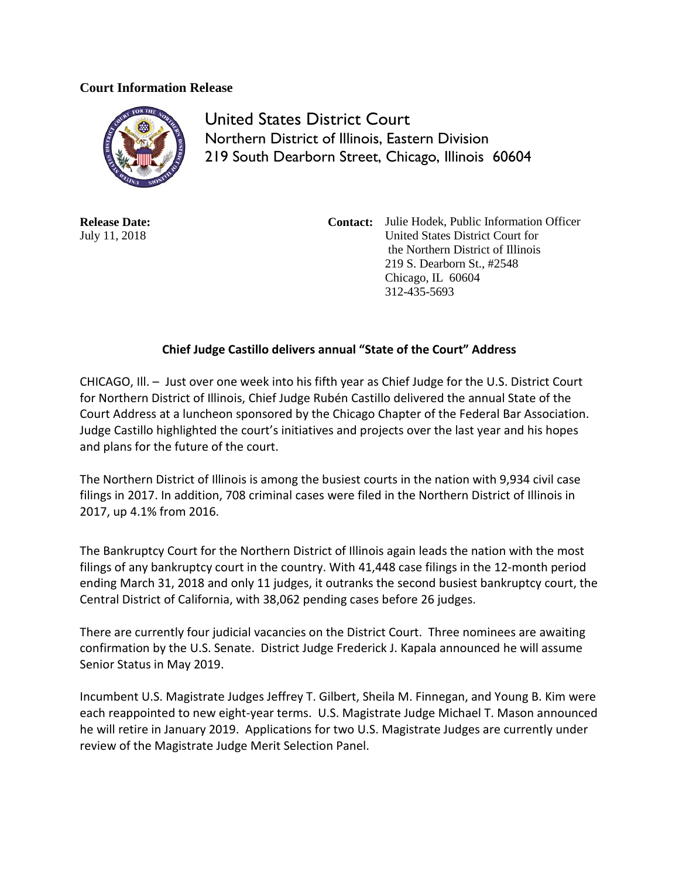**Court Information Release**

United States District Court
Northern District of Illinois, Eastern Division
219 South Dearborn Street, Chicago, Illinois 60604

**Release Date:**
July 11, 2018

**Contact:** Julie Hodek, Public Information Officer
United States District Court for
the Northern District of Illinois
219 S. Dearborn St., #2548
Chicago, IL 60604
312-435-5693

## Chief Judge Castillo delivers annual "State of the Court" Address

CHICAGO, Ill. – Just over one week into his fifth year as Chief Judge for the U.S. District Court for Northern District of Illinois, Chief Judge Rubén Castillo delivered the annual State of the Court Address at a luncheon sponsored by the Chicago Chapter of the Federal Bar Association. Judge Castillo highlighted the court's initiatives and projects over the last year and his hopes and plans for the future of the court.

The Northern District of Illinois is among the busiest courts in the nation with 9,934 civil case filings in 2017. In addition, 708 criminal cases were filed in the Northern District of Illinois in 2017, up 4.1% from 2016.

The Bankruptcy Court for the Northern District of Illinois again leads the nation with the most filings of any bankruptcy court in the country. With 41,448 case filings in the 12-month period ending March 31, 2018 and only 11 judges, it outranks the second busiest bankruptcy court, the Central District of California, with 38,062 pending cases before 26 judges.

There are currently four judicial vacancies on the District Court. Three nominees are awaiting confirmation by the U.S. Senate. District Judge Frederick J. Kapala announced he will assume Senior Status in May 2019.

Incumbent U.S. Magistrate Judges Jeffrey T. Gilbert, Sheila M. Finnegan, and Young B. Kim were each reappointed to new eight-year terms. U.S. Magistrate Judge Michael T. Mason announced he will retire in January 2019. Applications for two U.S. Magistrate Judges are currently under review of the Magistrate Judge Merit Selection Panel.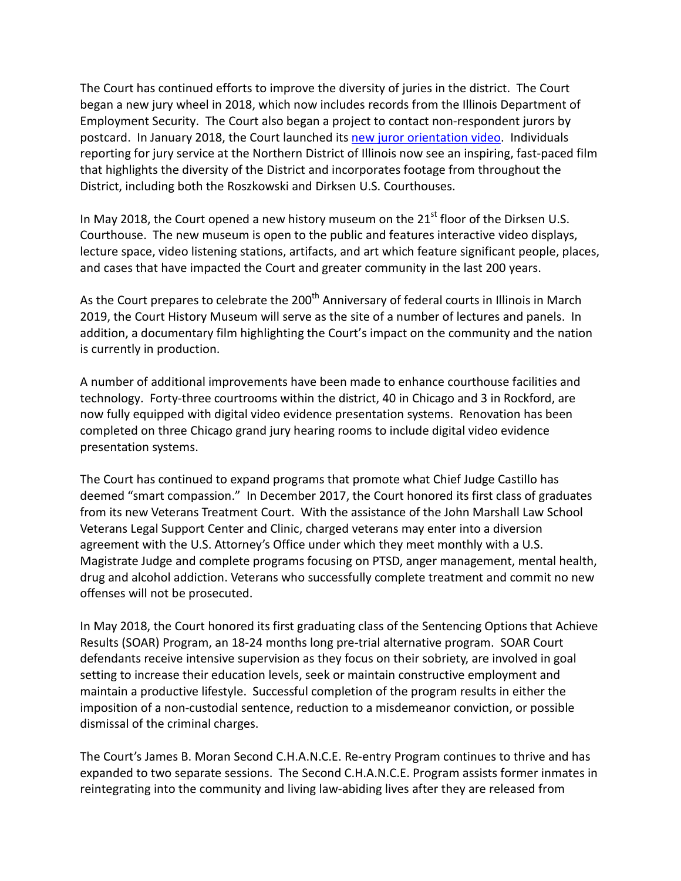The Court has continued efforts to improve the diversity of juries in the district. The Court began a new jury wheel in 2018, which now includes records from the Illinois Department of Employment Security. The Court also began a project to contact non-respondent jurors by postcard. In January 2018, the Court launched its new juror orientation video. Individuals reporting for jury service at the Northern District of Illinois now see an inspiring, fast-paced film that highlights the diversity of the District and incorporates footage from throughout the District, including both the Roszkowski and Dirksen U.S. Courthouses.

In May 2018, the Court opened a new history museum on the 21st floor of the Dirksen U.S. Courthouse. The new museum is open to the public and features interactive video displays, lecture space, video listening stations, artifacts, and art which feature significant people, places, and cases that have impacted the Court and greater community in the last 200 years.

As the Court prepares to celebrate the 200th Anniversary of federal courts in Illinois in March 2019, the Court History Museum will serve as the site of a number of lectures and panels. In addition, a documentary film highlighting the Court's impact on the community and the nation is currently in production.

A number of additional improvements have been made to enhance courthouse facilities and technology. Forty-three courtrooms within the district, 40 in Chicago and 3 in Rockford, are now fully equipped with digital video evidence presentation systems. Renovation has been completed on three Chicago grand jury hearing rooms to include digital video evidence presentation systems.

The Court has continued to expand programs that promote what Chief Judge Castillo has deemed "smart compassion." In December 2017, the Court honored its first class of graduates from its new Veterans Treatment Court. With the assistance of the John Marshall Law School Veterans Legal Support Center and Clinic, charged veterans may enter into a diversion agreement with the U.S. Attorney's Office under which they meet monthly with a U.S. Magistrate Judge and complete programs focusing on PTSD, anger management, mental health, drug and alcohol addiction. Veterans who successfully complete treatment and commit no new offenses will not be prosecuted.

In May 2018, the Court honored its first graduating class of the Sentencing Options that Achieve Results (SOAR) Program, an 18-24 months long pre-trial alternative program. SOAR Court defendants receive intensive supervision as they focus on their sobriety, are involved in goal setting to increase their education levels, seek or maintain constructive employment and maintain a productive lifestyle. Successful completion of the program results in either the imposition of a non-custodial sentence, reduction to a misdemeanor conviction, or possible dismissal of the criminal charges.

The Court's James B. Moran Second C.H.A.N.C.E. Re-entry Program continues to thrive and has expanded to two separate sessions. The Second C.H.A.N.C.E. Program assists former inmates in reintegrating into the community and living law-abiding lives after they are released from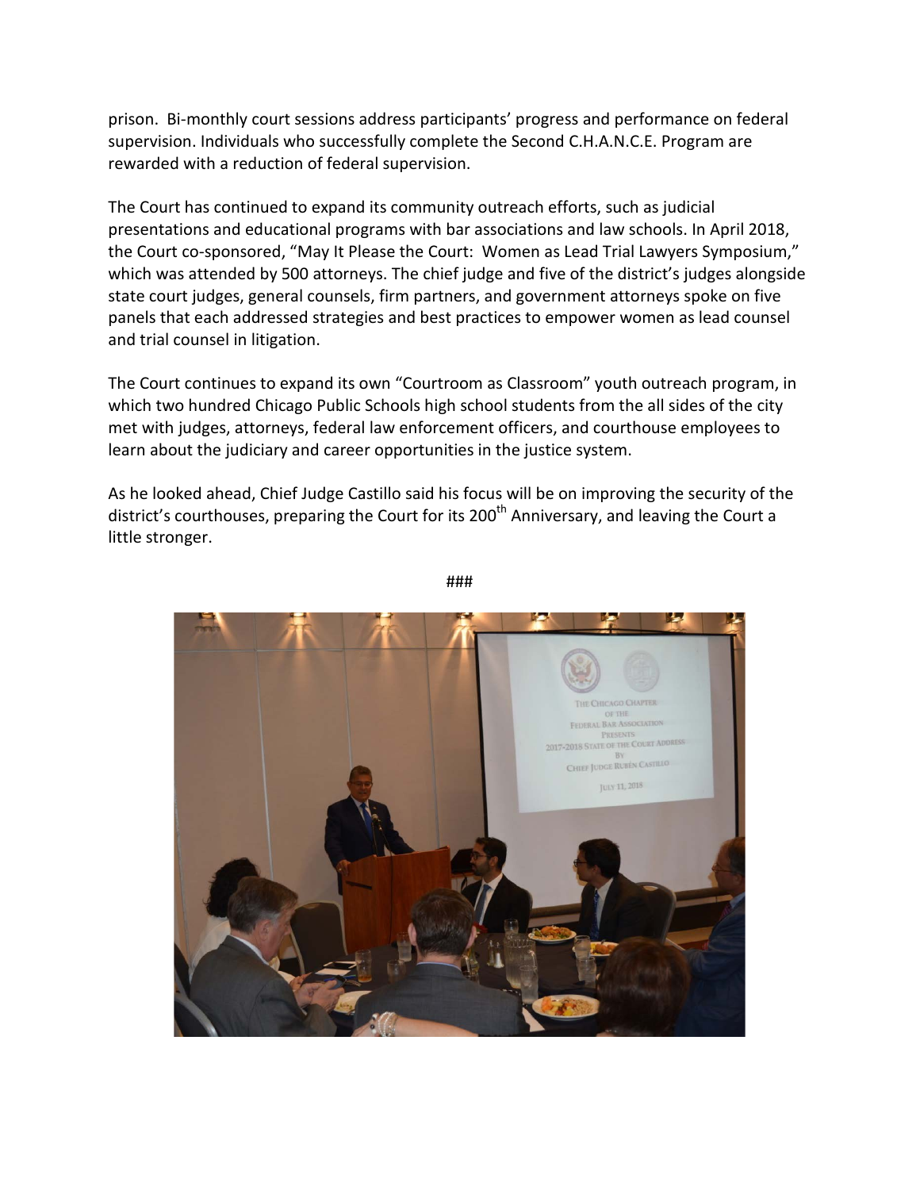prison. Bi-monthly court sessions address participants' progress and performance on federal supervision. Individuals who successfully complete the Second C.H.A.N.C.E. Program are rewarded with a reduction of federal supervision.

The Court has continued to expand its community outreach efforts, such as judicial presentations and educational programs with bar associations and law schools. In April 2018, the Court co-sponsored, "May It Please the Court: Women as Lead Trial Lawyers Symposium," which was attended by 500 attorneys. The chief judge and five of the district's judges alongside state court judges, general counsels, firm partners, and government attorneys spoke on five panels that each addressed strategies and best practices to empower women as lead counsel and trial counsel in litigation.

The Court continues to expand its own "Courtroom as Classroom" youth outreach program, in which two hundred Chicago Public Schools high school students from the all sides of the city met with judges, attorneys, federal law enforcement officers, and courthouse employees to learn about the judiciary and career opportunities in the justice system.

As he looked ahead, Chief Judge Castillo said his focus will be on improving the security of the district's courthouses, preparing the Court for its 200th Anniversary, and leaving the Court a little stronger.

###